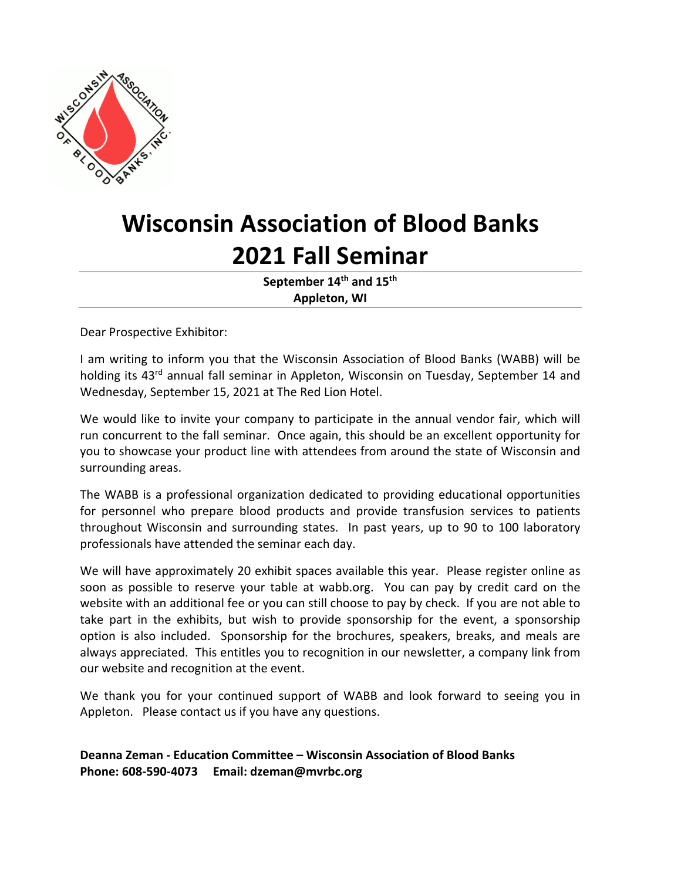# Wisconsin Association of Blood Banks 2021 Fall Seminar

**September 14th and 15th**
**Appleton, WI**

Dear Prospective Exhibitor:

I am writing to inform you that the Wisconsin Association of Blood Banks (WABB) will be holding its 43rd annual fall seminar in Appleton, Wisconsin on Tuesday, September 14 and Wednesday, September 15, 2021 at The Red Lion Hotel.

We would like to invite your company to participate in the annual vendor fair, which will run concurrent to the fall seminar. Once again, this should be an excellent opportunity for you to showcase your product line with attendees from around the state of Wisconsin and surrounding areas.

The WABB is a professional organization dedicated to providing educational opportunities for personnel who prepare blood products and provide transfusion services to patients throughout Wisconsin and surrounding states. In past years, up to 90 to 100 laboratory professionals have attended the seminar each day.

We will have approximately 20 exhibit spaces available this year. Please register online as soon as possible to reserve your table at wabb.org. You can pay by credit card on the website with an additional fee or you can still choose to pay by check. If you are not able to take part in the exhibits, but wish to provide sponsorship for the event, a sponsorship option is also included. Sponsorship for the brochures, speakers, breaks, and meals are always appreciated. This entitles you to recognition in our newsletter, a company link from our website and recognition at the event.

We thank you for your continued support of WABB and look forward to seeing you in Appleton. Please contact us if you have any questions.

**Deanna Zeman - Education Committee – Wisconsin Association of Blood Banks**
**Phone: 608-590-4073 Email: dzeman@mvrbc.org**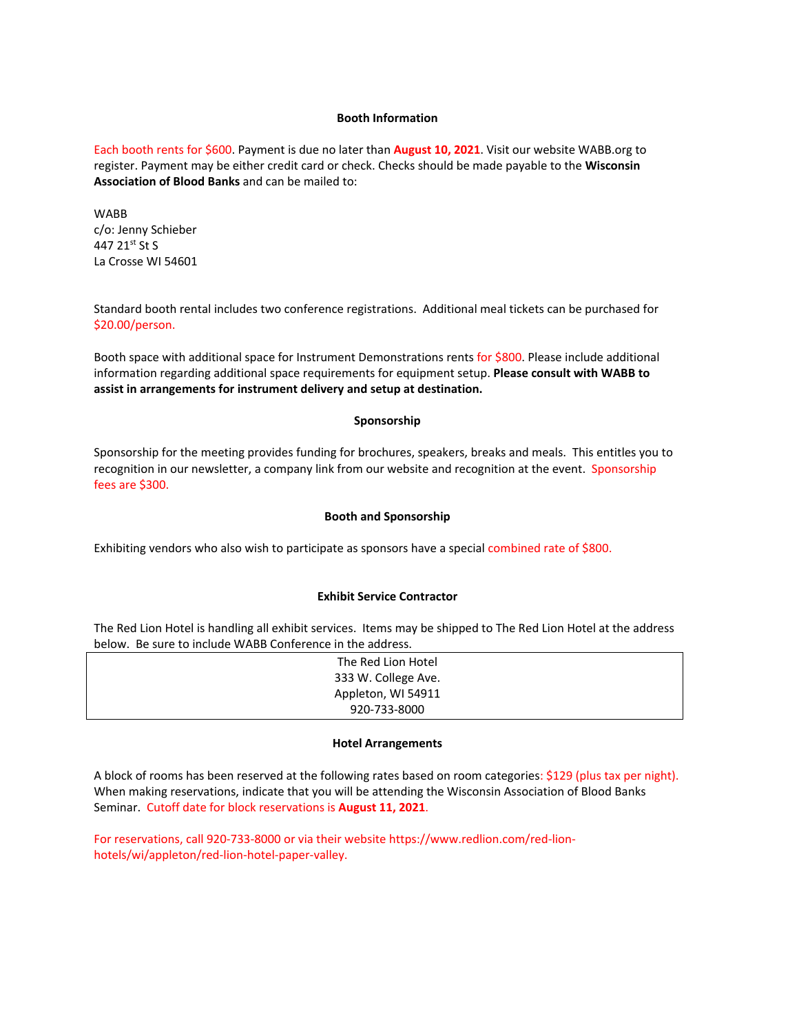## Booth Information

Each booth rents for $600. Payment is due no later than **August 10, 2021**. Visit our website WABB.org to register. Payment may be either credit card or check. Checks should be made payable to the **Wisconsin Association of Blood Banks** and can be mailed to:

WABB
c/o: Jenny Schieber
447 21st St S
La Crosse WI 54601

Standard booth rental includes two conference registrations. Additional meal tickets can be purchased for $20.00/person.

Booth space with additional space for Instrument Demonstrations rents for $800. Please include additional information regarding additional space requirements for equipment setup. **Please consult with WABB to assist in arrangements for instrument delivery and setup at destination.**

## Sponsorship

Sponsorship for the meeting provides funding for brochures, speakers, breaks and meals. This entitles you to recognition in our newsletter, a company link from our website and recognition at the event. Sponsorship fees are $300.

## Booth and Sponsorship

Exhibiting vendors who also wish to participate as sponsors have a special combined rate of $800.

## Exhibit Service Contractor

The Red Lion Hotel is handling all exhibit services. Items may be shipped to The Red Lion Hotel at the address below. Be sure to include WABB Conference in the address.

The Red Lion Hotel
333 W. College Ave.
Appleton, WI 54911
920-733-8000

## Hotel Arrangements

A block of rooms has been reserved at the following rates based on room categories: $129 (plus tax per night). When making reservations, indicate that you will be attending the Wisconsin Association of Blood Banks Seminar. Cutoff date for block reservations is **August 11, 2021**.

For reservations, call 920-733-8000 or via their website https://www.redlion.com/red-lion-hotels/wi/appleton/red-lion-hotel-paper-valley.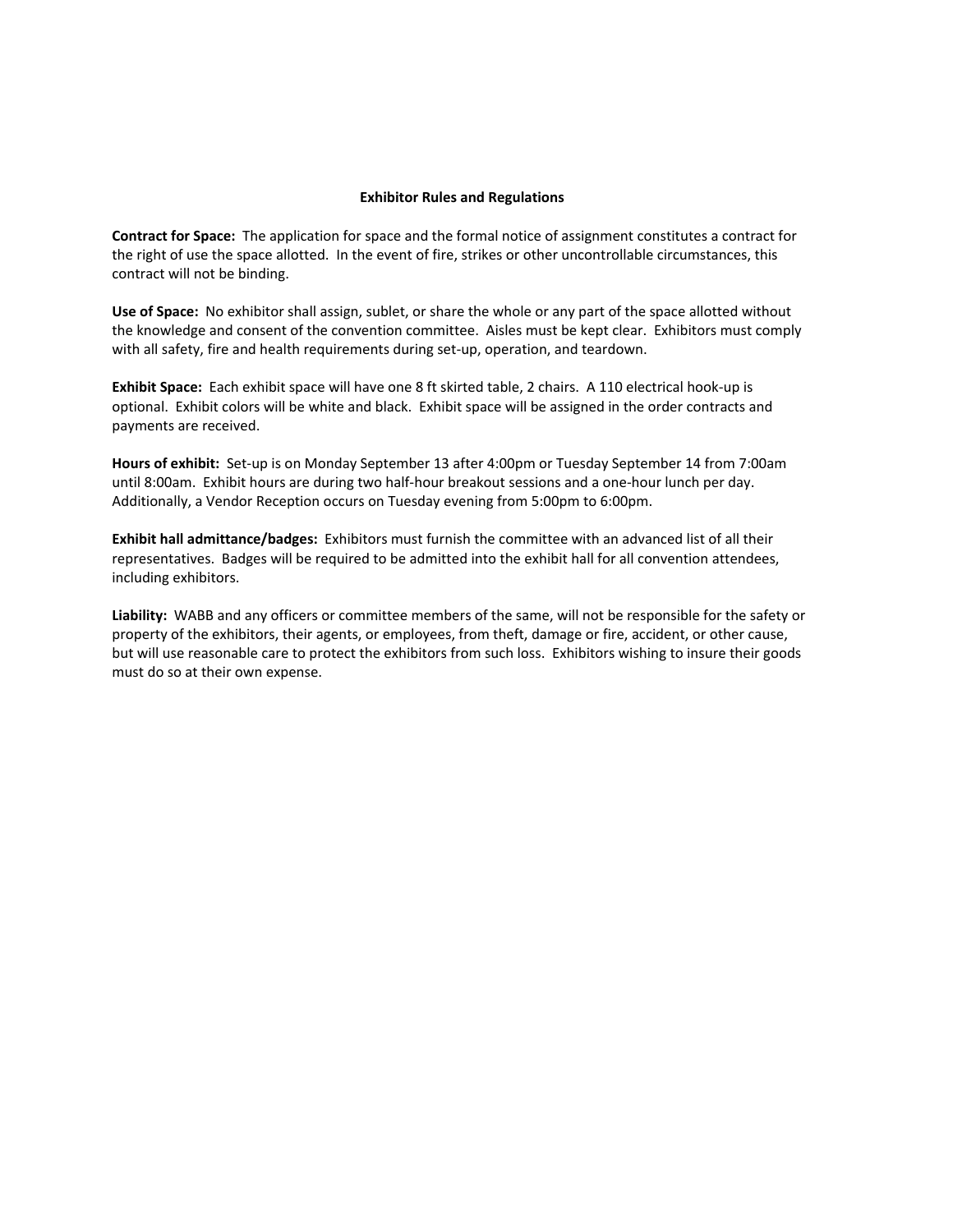## Exhibitor Rules and Regulations

**Contract for Space:** The application for space and the formal notice of assignment constitutes a contract for the right of use the space allotted. In the event of fire, strikes or other uncontrollable circumstances, this contract will not be binding.

**Use of Space:** No exhibitor shall assign, sublet, or share the whole or any part of the space allotted without the knowledge and consent of the convention committee. Aisles must be kept clear. Exhibitors must comply with all safety, fire and health requirements during set-up, operation, and teardown.

**Exhibit Space:** Each exhibit space will have one 8 ft skirted table, 2 chairs. A 110 electrical hook-up is optional. Exhibit colors will be white and black. Exhibit space will be assigned in the order contracts and payments are received.

**Hours of exhibit:** Set-up is on Monday September 13 after 4:00pm or Tuesday September 14 from 7:00am until 8:00am. Exhibit hours are during two half-hour breakout sessions and a one-hour lunch per day. Additionally, a Vendor Reception occurs on Tuesday evening from 5:00pm to 6:00pm.

**Exhibit hall admittance/badges:** Exhibitors must furnish the committee with an advanced list of all their representatives. Badges will be required to be admitted into the exhibit hall for all convention attendees, including exhibitors.

**Liability:** WABB and any officers or committee members of the same, will not be responsible for the safety or property of the exhibitors, their agents, or employees, from theft, damage or fire, accident, or other cause, but will use reasonable care to protect the exhibitors from such loss. Exhibitors wishing to insure their goods must do so at their own expense.